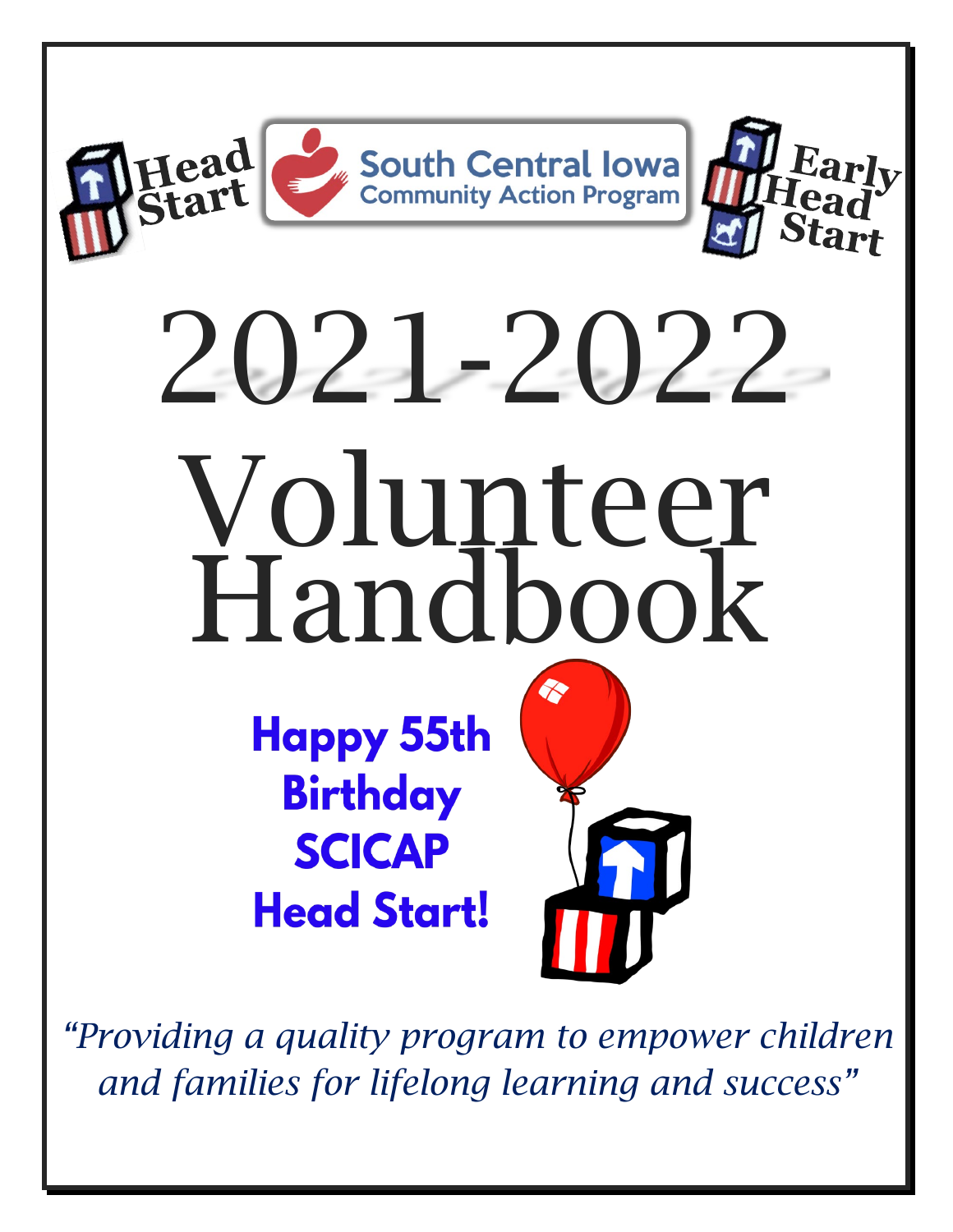Head Start

South Central Iowa
Community Action Program

Early Head Start

# 2021-2022 Volunteer Handbook

**Happy 55th Birthday SCICAP Head Start!**

*"Providing a quality program to empower children and families for lifelong learning and success"*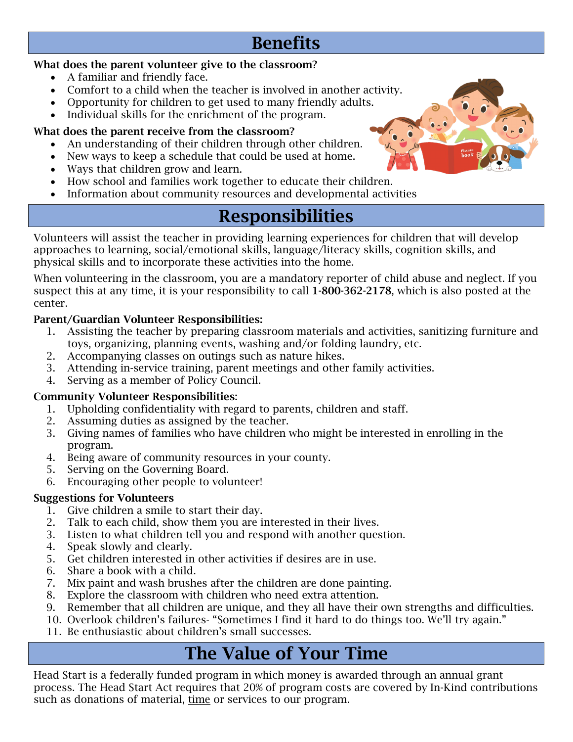# Benefits

**What does the parent volunteer give to the classroom?**

- A familiar and friendly face.
- Comfort to a child when the teacher is involved in another activity.
- Opportunity for children to get used to many friendly adults.
- Individual skills for the enrichment of the program.

**What does the parent receive from the classroom?**

- An understanding of their children through other children.
- New ways to keep a schedule that could be used at home.
- Ways that children grow and learn.
- How school and families work together to educate their children.
- Information about community resources and developmental activities

# Responsibilities

Volunteers will assist the teacher in providing learning experiences for children that will develop approaches to learning, social/emotional skills, language/literacy skills, cognition skills, and physical skills and to incorporate these activities into the home.

When volunteering in the classroom, you are a mandatory reporter of child abuse and neglect. If you suspect this at any time, it is your responsibility to call **1-800-362-2178**, which is also posted at the center.

**Parent/Guardian Volunteer Responsibilities:**

1. Assisting the teacher by preparing classroom materials and activities, sanitizing furniture and toys, organizing, planning events, washing and/or folding laundry, etc.
2. Accompanying classes on outings such as nature hikes.
3. Attending in-service training, parent meetings and other family activities.
4. Serving as a member of Policy Council.

**Community Volunteer Responsibilities:**

1. Upholding confidentiality with regard to parents, children and staff.
2. Assuming duties as assigned by the teacher.
3. Giving names of families who have children who might be interested in enrolling in the program.
4. Being aware of community resources in your county.
5. Serving on the Governing Board.
6. Encouraging other people to volunteer!

**Suggestions for Volunteers**

1. Give children a smile to start their day.
2. Talk to each child, show them you are interested in their lives.
3. Listen to what children tell you and respond with another question.
4. Speak slowly and clearly.
5. Get children interested in other activities if desires are in use.
6. Share a book with a child.
7. Mix paint and wash brushes after the children are done painting.
8. Explore the classroom with children who need extra attention.
9. Remember that all children are unique, and they all have their own strengths and difficulties.
10. Overlook children's failures- "Sometimes I find it hard to do things too. We'll try again."
11. Be enthusiastic about children's small successes.

# The Value of Your Time

Head Start is a federally funded program in which money is awarded through an annual grant process. The Head Start Act requires that 20% of program costs are covered by In-Kind contributions such as donations of material, time or services to our program.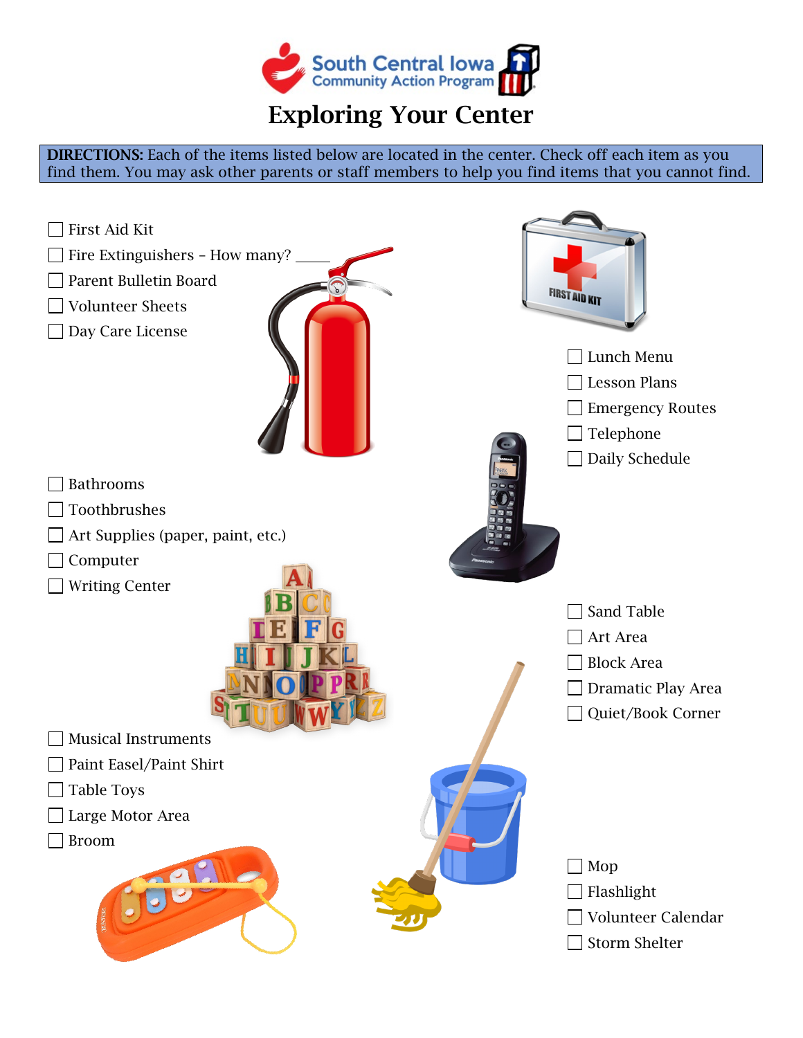South Central Iowa Community Action Program

# Exploring Your Center

**DIRECTIONS:** Each of the items listed below are located in the center. Check off each item as you find them. You may ask other parents or staff members to help you find items that you cannot find.

- ☐ First Aid Kit
- ☐ Fire Extinguishers – How many? _____
- ☐ Parent Bulletin Board
- ☐ Volunteer Sheets
- ☐ Day Care License
- ☐ Lunch Menu
- ☐ Lesson Plans
- ☐ Emergency Routes
- ☐ Telephone
- ☐ Daily Schedule
- ☐ Bathrooms
- ☐ Toothbrushes
- ☐ Art Supplies (paper, paint, etc.)
- ☐ Computer
- ☐ Writing Center
- ☐ Sand Table
- ☐ Art Area
- ☐ Block Area
- ☐ Dramatic Play Area
- ☐ Quiet/Book Corner
- ☐ Musical Instruments
- ☐ Paint Easel/Paint Shirt
- ☐ Table Toys
- ☐ Large Motor Area
- ☐ Broom
- ☐ Mop
- ☐ Flashlight
- ☐ Volunteer Calendar
- ☐ Storm Shelter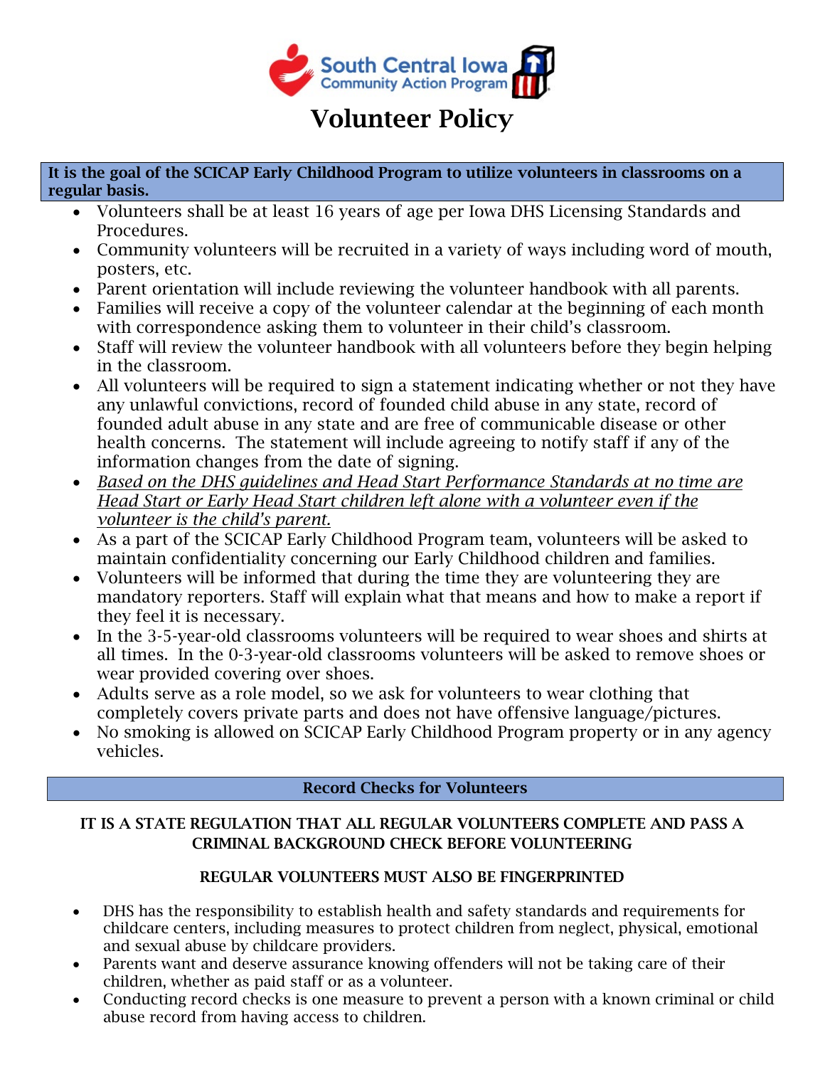# Volunteer Policy

**It is the goal of the SCICAP Early Childhood Program to utilize volunteers in classrooms on a regular basis.**

- Volunteers shall be at least 16 years of age per Iowa DHS Licensing Standards and Procedures.
- Community volunteers will be recruited in a variety of ways including word of mouth, posters, etc.
- Parent orientation will include reviewing the volunteer handbook with all parents.
- Families will receive a copy of the volunteer calendar at the beginning of each month with correspondence asking them to volunteer in their child's classroom.
- Staff will review the volunteer handbook with all volunteers before they begin helping in the classroom.
- All volunteers will be required to sign a statement indicating whether or not they have any unlawful convictions, record of founded child abuse in any state, record of founded adult abuse in any state and are free of communicable disease or other health concerns. The statement will include agreeing to notify staff if any of the information changes from the date of signing.
- *Based on the DHS guidelines and Head Start Performance Standards at no time are Head Start or Early Head Start children left alone with a volunteer even if the volunteer is the child's parent.*
- As a part of the SCICAP Early Childhood Program team, volunteers will be asked to maintain confidentiality concerning our Early Childhood children and families.
- Volunteers will be informed that during the time they are volunteering they are mandatory reporters. Staff will explain what that means and how to make a report if they feel it is necessary.
- In the 3-5-year-old classrooms volunteers will be required to wear shoes and shirts at all times. In the 0-3-year-old classrooms volunteers will be asked to remove shoes or wear provided covering over shoes.
- Adults serve as a role model, so we ask for volunteers to wear clothing that completely covers private parts and does not have offensive language/pictures.
- No smoking is allowed on SCICAP Early Childhood Program property or in any agency vehicles.

## Record Checks for Volunteers

**IT IS A STATE REGULATION THAT ALL REGULAR VOLUNTEERS COMPLETE AND PASS A CRIMINAL BACKGROUND CHECK BEFORE VOLUNTEERING**

**REGULAR VOLUNTEERS MUST ALSO BE FINGERPRINTED**

- DHS has the responsibility to establish health and safety standards and requirements for childcare centers, including measures to protect children from neglect, physical, emotional and sexual abuse by childcare providers.
- Parents want and deserve assurance knowing offenders will not be taking care of their children, whether as paid staff or as a volunteer.
- Conducting record checks is one measure to prevent a person with a known criminal or child abuse record from having access to children.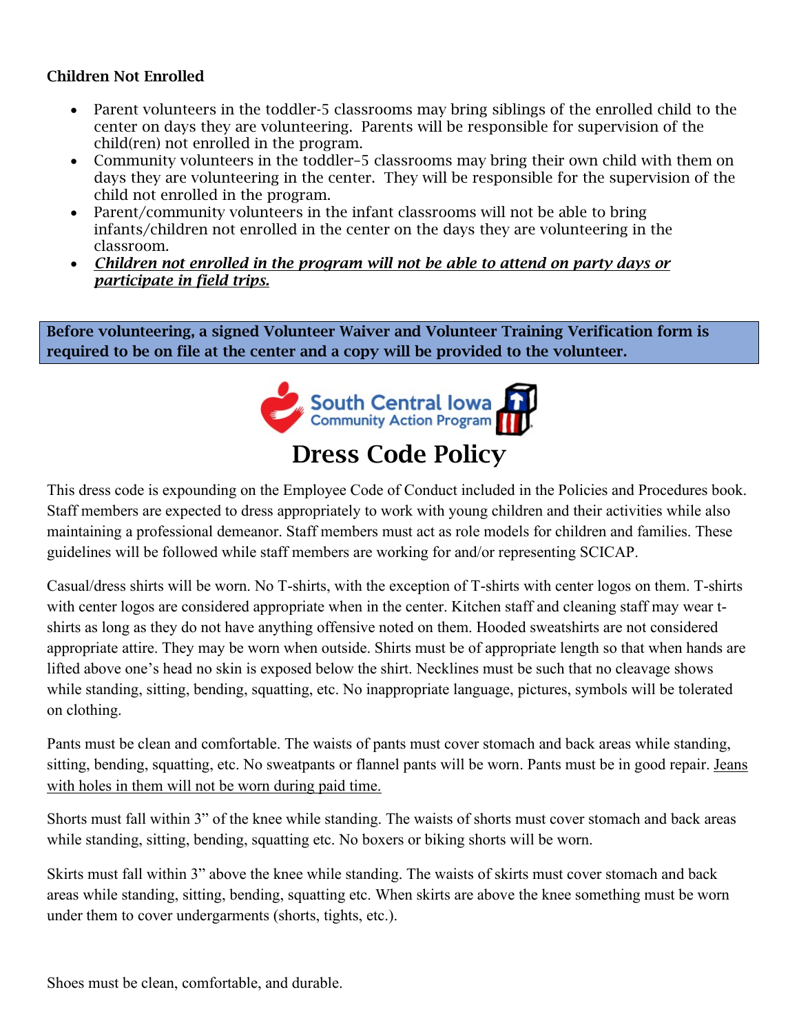**Children Not Enrolled**

- Parent volunteers in the toddler-5 classrooms may bring siblings of the enrolled child to the center on days they are volunteering. Parents will be responsible for supervision of the child(ren) not enrolled in the program.
- Community volunteers in the toddler–5 classrooms may bring their own child with them on days they are volunteering in the center. They will be responsible for the supervision of the child not enrolled in the program.
- Parent/community volunteers in the infant classrooms will not be able to bring infants/children not enrolled in the center on the days they are volunteering in the classroom.
- ***Children not enrolled in the program will not be able to attend on party days or participate in field trips.***

**Before volunteering, a signed Volunteer Waiver and Volunteer Training Verification form is required to be on file at the center and a copy will be provided to the volunteer.**

South Central Iowa Community Action Program

# Dress Code Policy

This dress code is expounding on the Employee Code of Conduct included in the Policies and Procedures book. Staff members are expected to dress appropriately to work with young children and their activities while also maintaining a professional demeanor. Staff members must act as role models for children and families. These guidelines will be followed while staff members are working for and/or representing SCICAP.

Casual/dress shirts will be worn. No T-shirts, with the exception of T-shirts with center logos on them. T-shirts with center logos are considered appropriate when in the center. Kitchen staff and cleaning staff may wear t-shirts as long as they do not have anything offensive noted on them. Hooded sweatshirts are not considered appropriate attire. They may be worn when outside. Shirts must be of appropriate length so that when hands are lifted above one's head no skin is exposed below the shirt. Necklines must be such that no cleavage shows while standing, sitting, bending, squatting, etc. No inappropriate language, pictures, symbols will be tolerated on clothing.

Pants must be clean and comfortable. The waists of pants must cover stomach and back areas while standing, sitting, bending, squatting, etc. No sweatpants or flannel pants will be worn. Pants must be in good repair. Jeans with holes in them will not be worn during paid time.

Shorts must fall within 3" of the knee while standing. The waists of shorts must cover stomach and back areas while standing, sitting, bending, squatting etc. No boxers or biking shorts will be worn.

Skirts must fall within 3" above the knee while standing. The waists of skirts must cover stomach and back areas while standing, sitting, bending, squatting etc. When skirts are above the knee something must be worn under them to cover undergarments (shorts, tights, etc.).

Shoes must be clean, comfortable, and durable.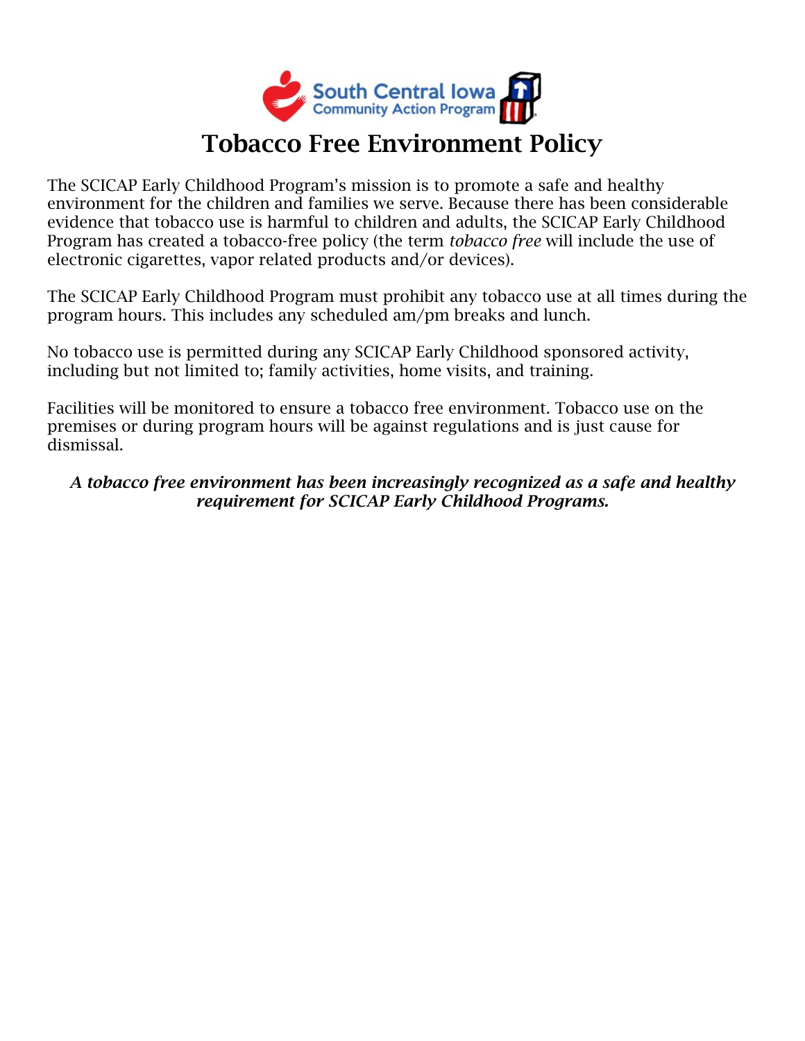South Central Iowa Community Action Program

# Tobacco Free Environment Policy

The SCICAP Early Childhood Program's mission is to promote a safe and healthy environment for the children and families we serve. Because there has been considerable evidence that tobacco use is harmful to children and adults, the SCICAP Early Childhood Program has created a tobacco-free policy (the term *tobacco free* will include the use of electronic cigarettes, vapor related products and/or devices).

The SCICAP Early Childhood Program must prohibit any tobacco use at all times during the program hours. This includes any scheduled am/pm breaks and lunch.

No tobacco use is permitted during any SCICAP Early Childhood sponsored activity, including but not limited to; family activities, home visits, and training.

Facilities will be monitored to ensure a tobacco free environment. Tobacco use on the premises or during program hours will be against regulations and is just cause for dismissal.

***A tobacco free environment has been increasingly recognized as a safe and healthy requirement for SCICAP Early Childhood Programs.***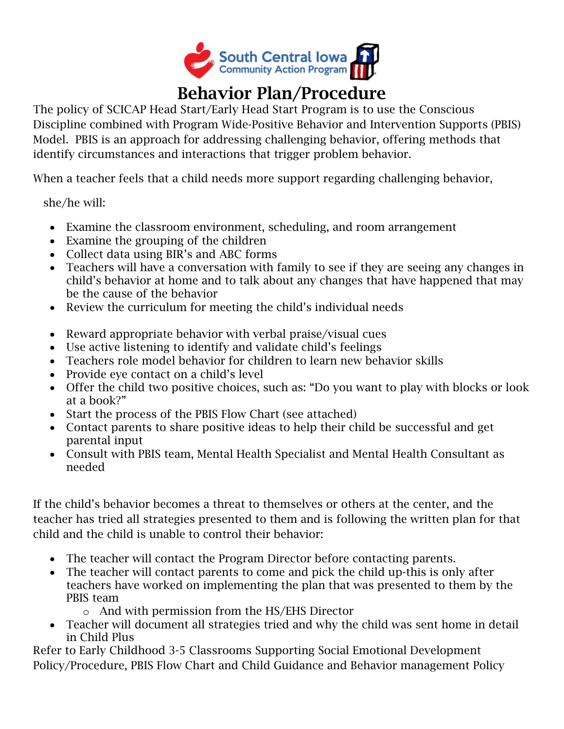South Central Iowa Community Action Program

# Behavior Plan/Procedure

The policy of SCICAP Head Start/Early Head Start Program is to use the Conscious Discipline combined with Program Wide-Positive Behavior and Intervention Supports (PBIS) Model. PBIS is an approach for addressing challenging behavior, offering methods that identify circumstances and interactions that trigger problem behavior.

When a teacher feels that a child needs more support regarding challenging behavior,

she/he will:

- Examine the classroom environment, scheduling, and room arrangement
- Examine the grouping of the children
- Collect data using BIR's and ABC forms
- Teachers will have a conversation with family to see if they are seeing any changes in child's behavior at home and to talk about any changes that have happened that may be the cause of the behavior
- Review the curriculum for meeting the child's individual needs

- Reward appropriate behavior with verbal praise/visual cues
- Use active listening to identify and validate child's feelings
- Teachers role model behavior for children to learn new behavior skills
- Provide eye contact on a child's level
- Offer the child two positive choices, such as: "Do you want to play with blocks or look at a book?"
- Start the process of the PBIS Flow Chart (see attached)
- Contact parents to share positive ideas to help their child be successful and get parental input
- Consult with PBIS team, Mental Health Specialist and Mental Health Consultant as needed

If the child's behavior becomes a threat to themselves or others at the center, and the teacher has tried all strategies presented to them and is following the written plan for that child and the child is unable to control their behavior:

- The teacher will contact the Program Director before contacting parents.
- The teacher will contact parents to come and pick the child up-this is only after teachers have worked on implementing the plan that was presented to them by the PBIS team
  - And with permission from the HS/EHS Director
- Teacher will document all strategies tried and why the child was sent home in detail in Child Plus

Refer to Early Childhood 3-5 Classrooms Supporting Social Emotional Development Policy/Procedure, PBIS Flow Chart and Child Guidance and Behavior management Policy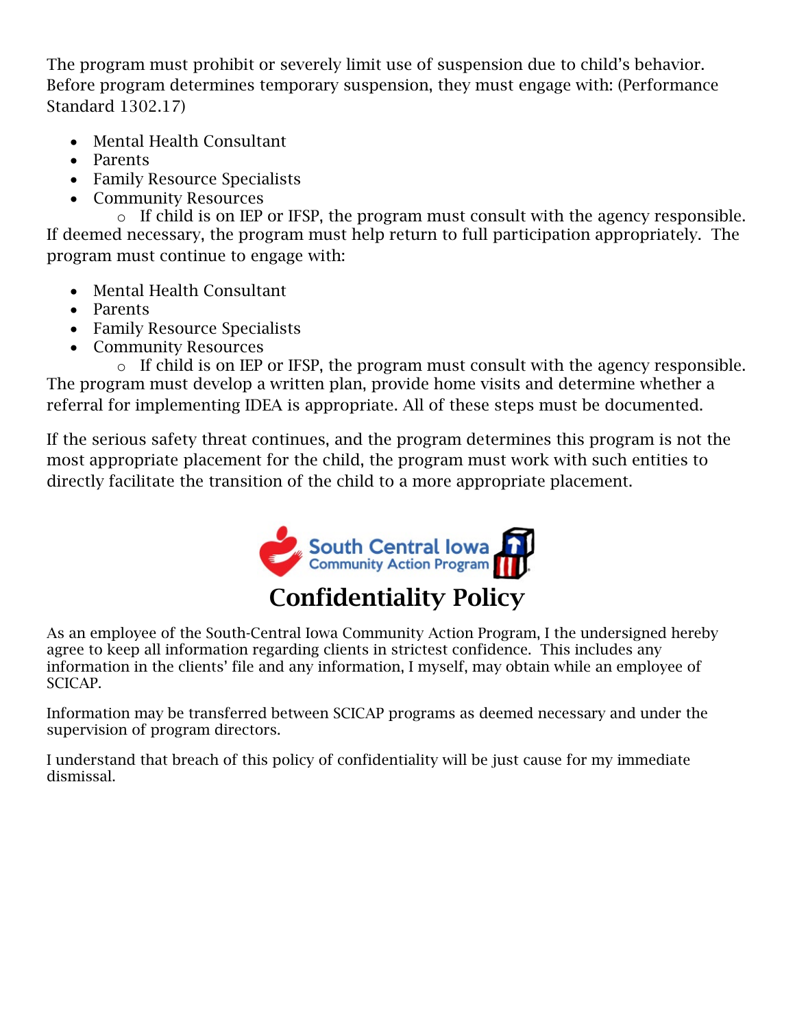The program must prohibit or severely limit use of suspension due to child's behavior. Before program determines temporary suspension, they must engage with: (Performance Standard 1302.17)

- Mental Health Consultant
- Parents
- Family Resource Specialists
- Community Resources
    - If child is on IEP or IFSP, the program must consult with the agency responsible.

If deemed necessary, the program must help return to full participation appropriately. The program must continue to engage with:

- Mental Health Consultant
- Parents
- Family Resource Specialists
- Community Resources
    - If child is on IEP or IFSP, the program must consult with the agency responsible.

The program must develop a written plan, provide home visits and determine whether a referral for implementing IDEA is appropriate. All of these steps must be documented.

If the serious safety threat continues, and the program determines this program is not the most appropriate placement for the child, the program must work with such entities to directly facilitate the transition of the child to a more appropriate placement.

South Central Iowa Community Action Program

# Confidentiality Policy

As an employee of the South-Central Iowa Community Action Program, I the undersigned hereby agree to keep all information regarding clients in strictest confidence. This includes any information in the clients' file and any information, I myself, may obtain while an employee of SCICAP.

Information may be transferred between SCICAP programs as deemed necessary and under the supervision of program directors.

I understand that breach of this policy of confidentiality will be just cause for my immediate dismissal.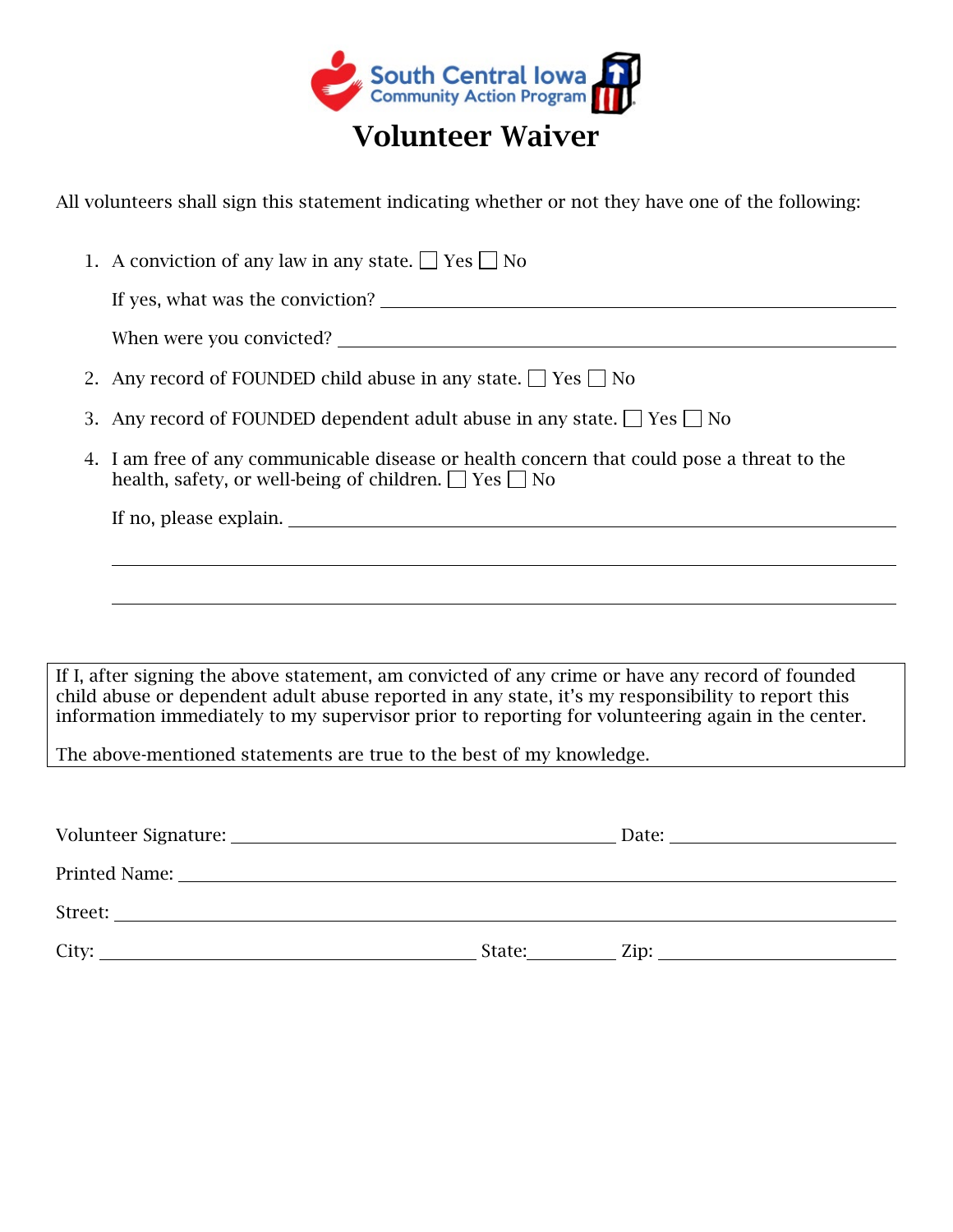South Central Iowa Community Action Program

# Volunteer Waiver

All volunteers shall sign this statement indicating whether or not they have one of the following:

1. A conviction of any law in any state. ☐ Yes ☐ No

   If yes, what was the conviction? ______________________________

   When were you convicted? ______________________________

2. Any record of FOUNDED child abuse in any state. ☐ Yes ☐ No

3. Any record of FOUNDED dependent adult abuse in any state. ☐ Yes ☐ No

4. I am free of any communicable disease or health concern that could pose a threat to the health, safety, or well-being of children. ☐ Yes ☐ No

   If no, please explain. ______________________________

   ______________________________

   ______________________________

If I, after signing the above statement, am convicted of any crime or have any record of founded child abuse or dependent adult abuse reported in any state, it's my responsibility to report this information immediately to my supervisor prior to reporting for volunteering again in the center.

The above-mentioned statements are true to the best of my knowledge.

Volunteer Signature: ______________________________ Date: ______________

Printed Name: ______________________________

Street: ______________________________

City: ______________________ State: __________ Zip: ______________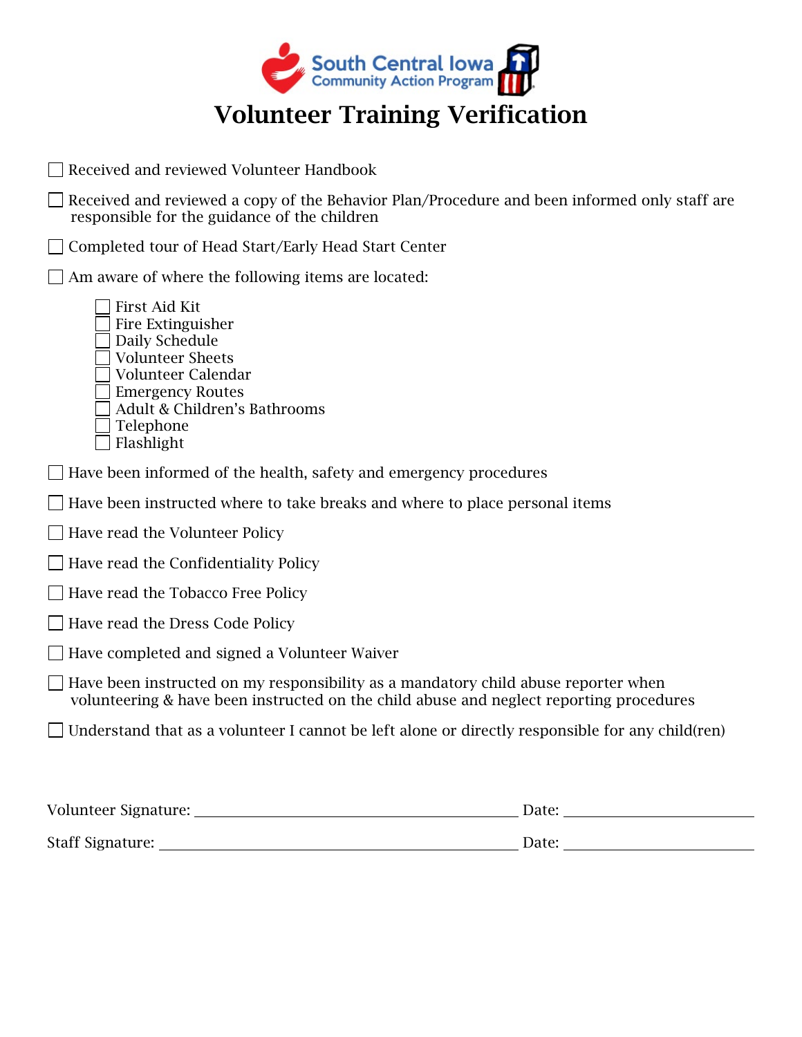South Central Iowa Community Action Program

# Volunteer Training Verification

- ☐ Received and reviewed Volunteer Handbook
- ☐ Received and reviewed a copy of the Behavior Plan/Procedure and been informed only staff are responsible for the guidance of the children
- ☐ Completed tour of Head Start/Early Head Start Center
- ☐ Am aware of where the following items are located:
  - ☐ First Aid Kit
  - ☐ Fire Extinguisher
  - ☐ Daily Schedule
  - ☐ Volunteer Sheets
  - ☐ Volunteer Calendar
  - ☐ Emergency Routes
  - ☐ Adult & Children's Bathrooms
  - ☐ Telephone
  - ☐ Flashlight
- ☐ Have been informed of the health, safety and emergency procedures
- ☐ Have been instructed where to take breaks and where to place personal items
- ☐ Have read the Volunteer Policy
- ☐ Have read the Confidentiality Policy
- ☐ Have read the Tobacco Free Policy
- ☐ Have read the Dress Code Policy
- ☐ Have completed and signed a Volunteer Waiver
- ☐ Have been instructed on my responsibility as a mandatory child abuse reporter when volunteering & have been instructed on the child abuse and neglect reporting procedures
- ☐ Understand that as a volunteer I cannot be left alone or directly responsible for any child(ren)

Volunteer Signature: ______________________________ Date: ________________

Staff Signature: ______________________________ Date: ________________